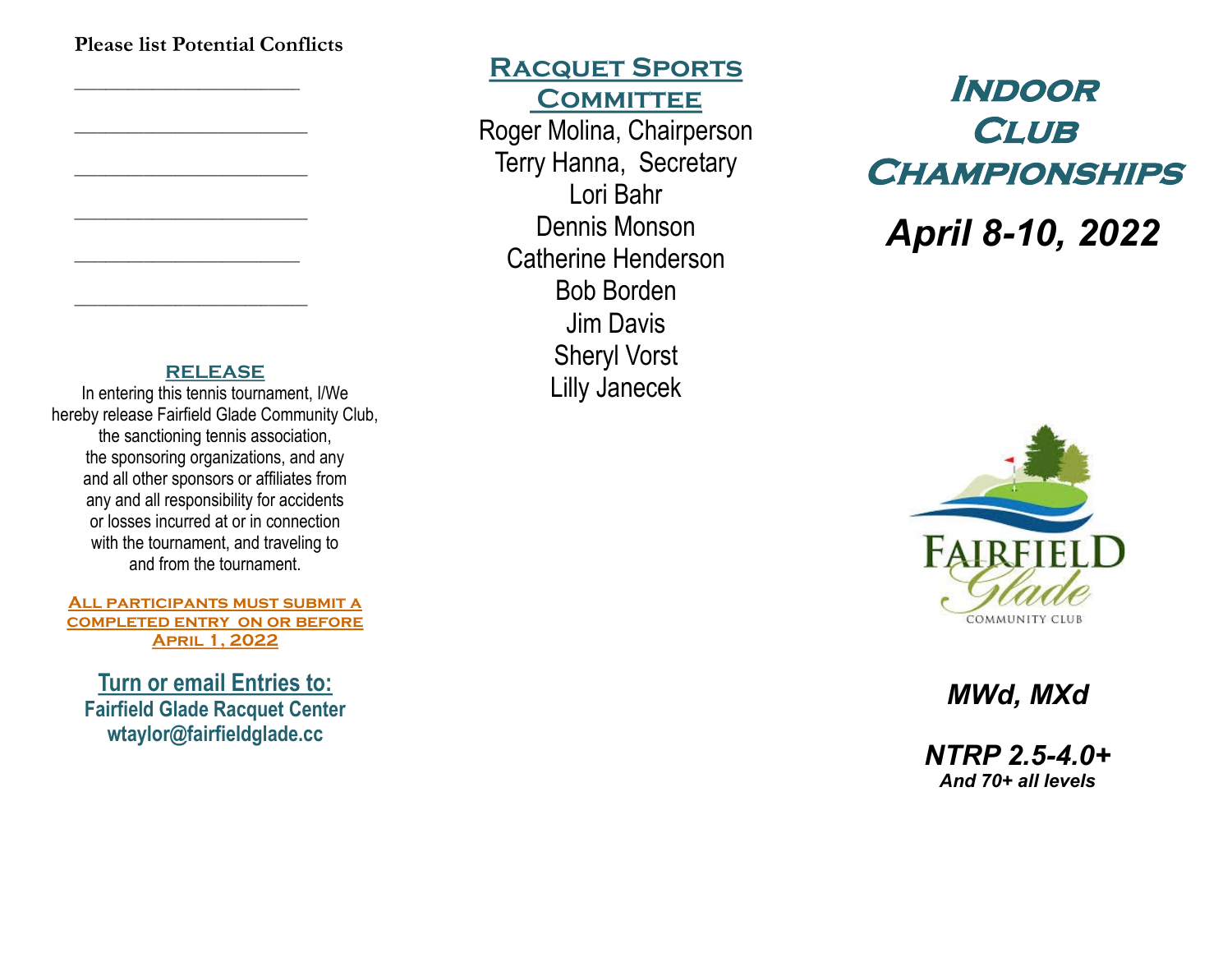**Please list Potential Conflicts**

\_\_\_\_\_\_\_\_\_\_\_\_\_\_\_\_\_\_\_\_\_\_

\_\_\_\_\_\_\_\_\_\_\_\_\_\_\_\_\_\_\_\_\_\_

\_\_\_\_\_\_\_\_\_\_\_\_\_\_\_\_\_\_\_\_\_\_

\_\_\_\_\_\_\_\_\_\_\_\_\_\_\_\_\_\_\_\_\_\_

\_\_\_\_\_\_\_\_\_\_\_\_\_\_\_\_\_\_\_\_\_\_

\_\_\_\_\_\_\_\_\_\_\_\_\_\_\_\_\_\_\_\_\_\_

## RELEASE

In entering this tennis tournament, I/We hereby release Fairfield Glade Community Club, the sanctioning tennis association, the sponsoring organizations, and any and all other sponsors or affiliates from any and all responsibility for accidents or losses incurred at or in connection with the tournament, and traveling to and from the tournament.

**ALL PARTICIPANTS MUST SUBMIT A COMPLETED ENTRY ON OR BEFORE APRIL 1, 2022**

**Turn or email Entries to:**
**Fairfield Glade Racquet Center**
**wtaylor@fairfieldglade.cc**

## RACQUET SPORTS COMMITTEE

Roger Molina, Chairperson
Terry Hanna, Secretary
Lori Bahr
Dennis Monson
Catherine Henderson
Bob Borden
Jim Davis
Sheryl Vorst
Lilly Janecek

# INDOOR CLUB CHAMPIONSHIPS

***April 8-10, 2022***

FAIRFIELD Glade
COMMUNITY CLUB

***MWd, MXd***

***NTRP 2.5-4.0+***
***And 70+ all levels***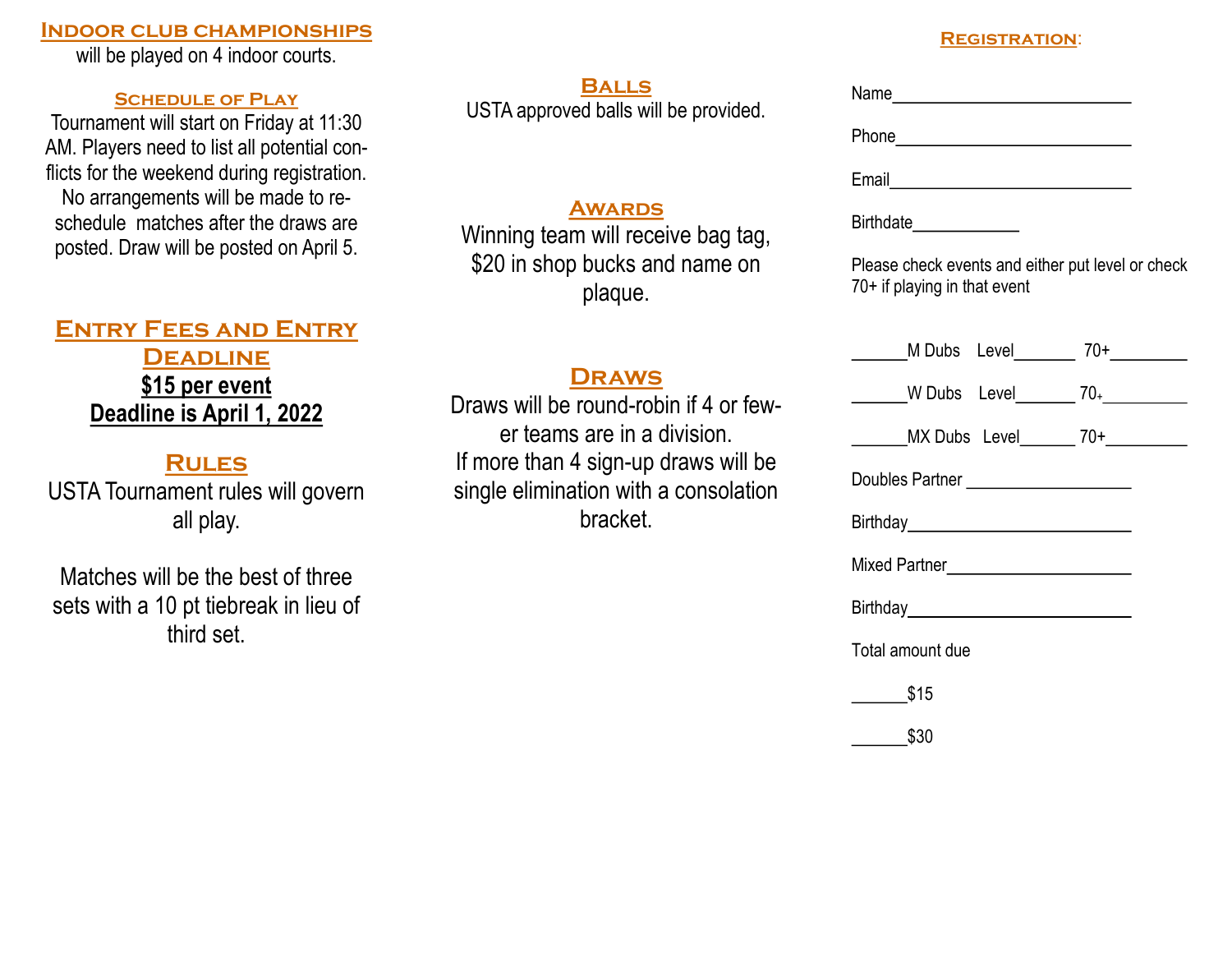## Indoor club championships

will be played on 4 indoor courts.

### Schedule of Play

Tournament will start on Friday at 11:30 AM. Players need to list all potential conflicts for the weekend during registration. No arrangements will be made to reschedule matches after the draws are posted. Draw will be posted on April 5.

## Entry Fees and Entry Deadline

**$15 per event**

**Deadline is April 1, 2022**

## Rules

USTA Tournament rules will govern all play.

Matches will be the best of three sets with a 10 pt tiebreak in lieu of third set.

## Balls

USTA approved balls will be provided.

## Awards

Winning team will receive bag tag, $20 in shop bucks and name on plaque.

## Draws

Draws will be round-robin if 4 or fewer teams are in a division.
If more than 4 sign-up draws will be single elimination with a consolation bracket.

## Registration:

Name__________________________

Phone__________________________

Email__________________________

Birthdate___________

Please check events and either put level or check 70+ if playing in that event

______M Dubs Level______ 70+________

______W Dubs Level______ 70+_________

______MX Dubs Level______ 70+________

Doubles Partner __________________

Birthday________________________

Mixed Partner____________________

Birthday________________________

Total amount due

______$15

______$30